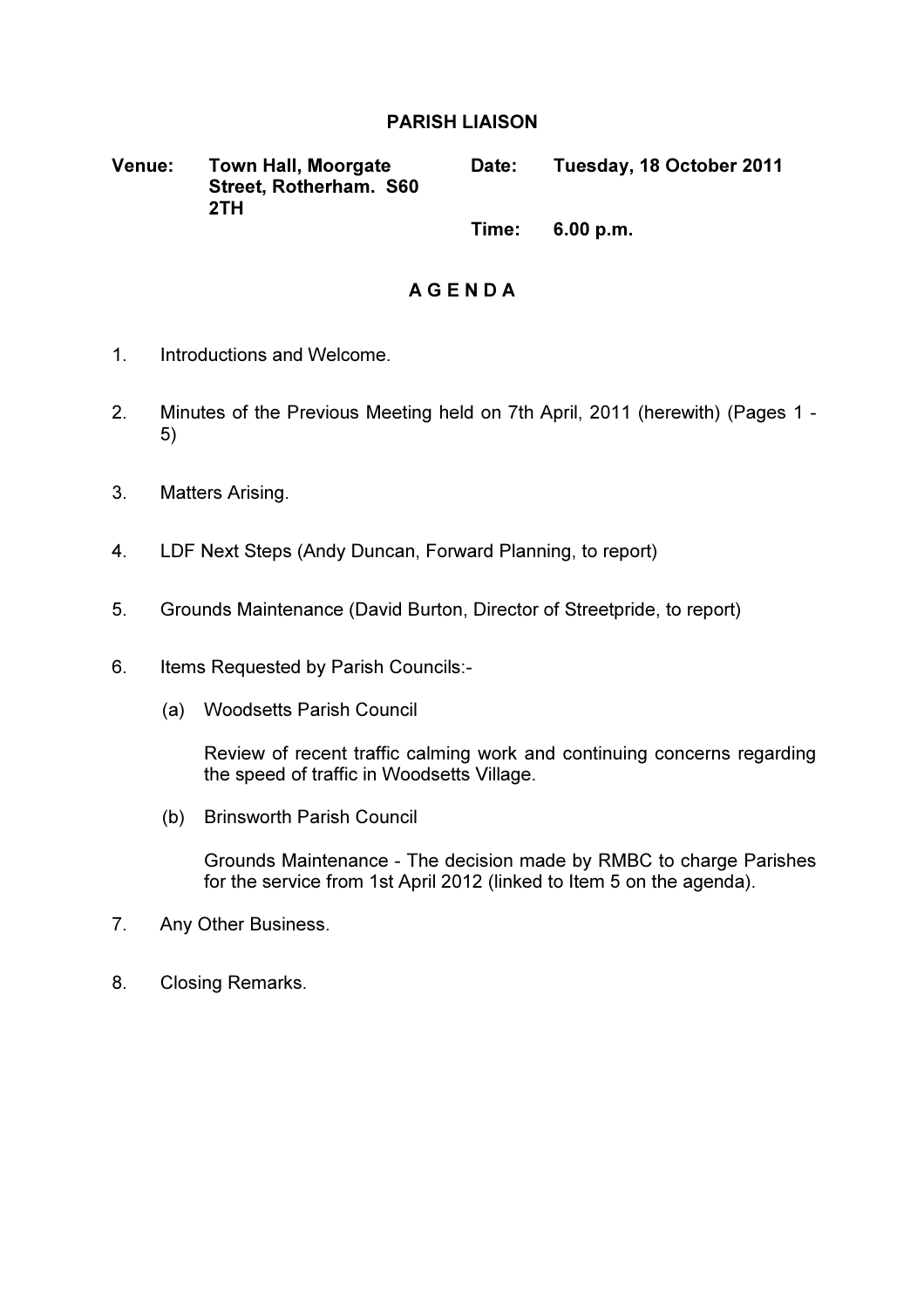# PARISH LIAISON

**Venue:** **Town Hall, Moorgate Street, Rotherham. S60 2TH**

**Date:** **Tuesday, 18 October 2011**

**Time:** **6.00 p.m.**

## A G E N D A

1. Introductions and Welcome.

2. Minutes of the Previous Meeting held on 7th April, 2011 (herewith) (Pages 1 - 5)

3. Matters Arising.

4. LDF Next Steps (Andy Duncan, Forward Planning, to report)

5. Grounds Maintenance (David Burton, Director of Streetpride, to report)

6. Items Requested by Parish Councils:-

   (a) Woodsetts Parish Council

   Review of recent traffic calming work and continuing concerns regarding the speed of traffic in Woodsetts Village.

   (b) Brinsworth Parish Council

   Grounds Maintenance - The decision made by RMBC to charge Parishes for the service from 1st April 2012 (linked to Item 5 on the agenda).

7. Any Other Business.

8. Closing Remarks.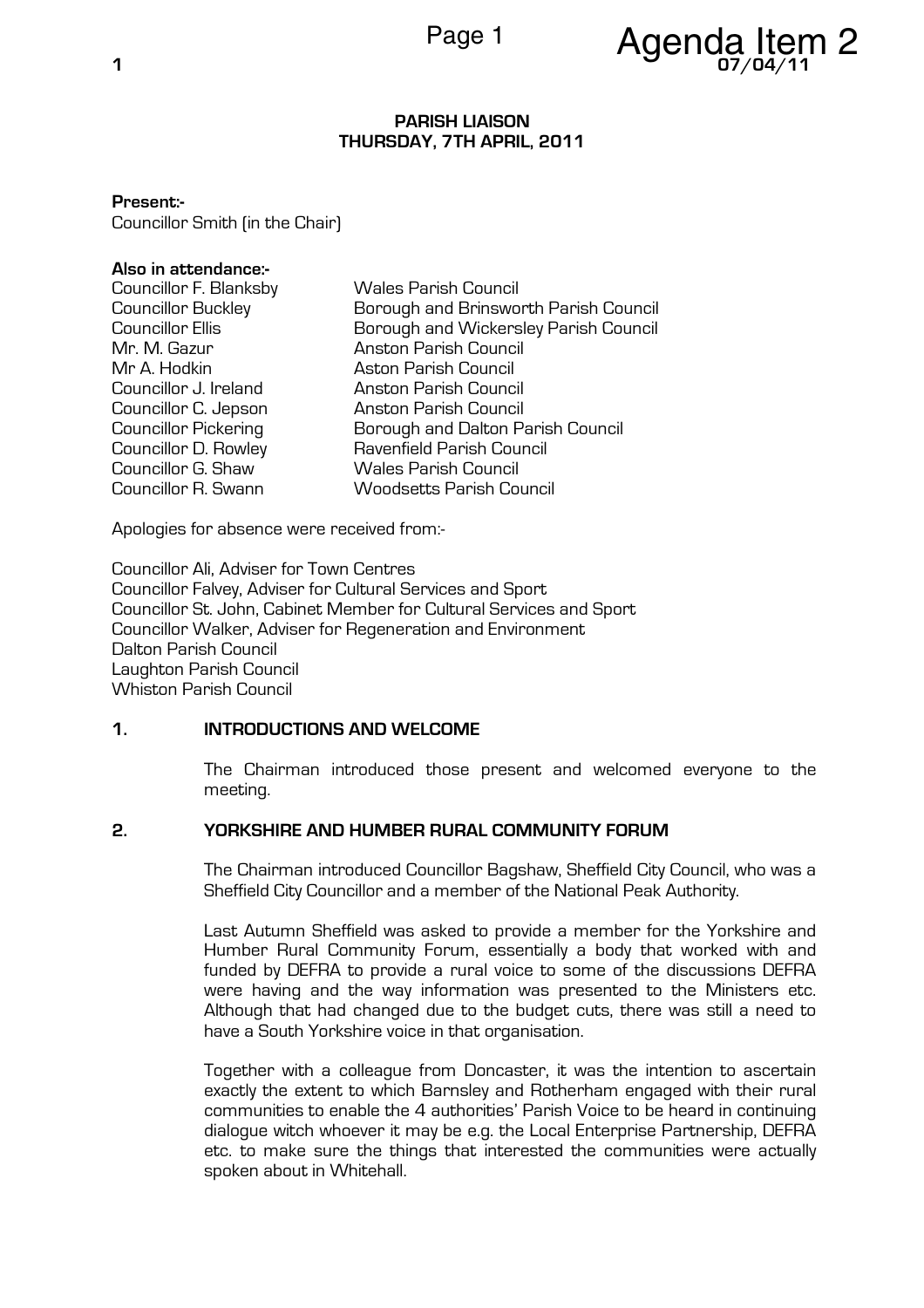## PARISH LIAISON
## THURSDAY, 7TH APRIL, 2011

**Present:-**
Councillor Smith (in the Chair)

**Also in attendance:-**

| | |
|---|---|
| Councillor F. Blanksby | Wales Parish Council |
| Councillor Buckley | Borough and Brinsworth Parish Council |
| Councillor Ellis | Borough and Wickersley Parish Council |
| Mr. M. Gazur | Anston Parish Council |
| Mr A. Hodkin | Aston Parish Council |
| Councillor J. Ireland | Anston Parish Council |
| Councillor C. Jepson | Anston Parish Council |
| Councillor Pickering | Borough and Dalton Parish Council |
| Councillor D. Rowley | Ravenfield Parish Council |
| Councillor G. Shaw | Wales Parish Council |
| Councillor R. Swann | Woodsetts Parish Council |

Apologies for absence were received from:-

Councillor Ali, Adviser for Town Centres
Councillor Falvey, Adviser for Cultural Services and Sport
Councillor St. John, Cabinet Member for Cultural Services and Sport
Councillor Walker, Adviser for Regeneration and Environment
Dalton Parish Council
Laughton Parish Council
Whiston Parish Council

### 1. INTRODUCTIONS AND WELCOME

The Chairman introduced those present and welcomed everyone to the meeting.

### 2. YORKSHIRE AND HUMBER RURAL COMMUNITY FORUM

The Chairman introduced Councillor Bagshaw, Sheffield City Council, who was a Sheffield City Councillor and a member of the National Peak Authority.

Last Autumn Sheffield was asked to provide a member for the Yorkshire and Humber Rural Community Forum, essentially a body that worked with and funded by DEFRA to provide a rural voice to some of the discussions DEFRA were having and the way information was presented to the Ministers etc. Although that had changed due to the budget cuts, there was still a need to have a South Yorkshire voice in that organisation.

Together with a colleague from Doncaster, it was the intention to ascertain exactly the extent to which Barnsley and Rotherham engaged with their rural communities to enable the 4 authorities' Parish Voice to be heard in continuing dialogue witch whoever it may be e.g. the Local Enterprise Partnership, DEFRA etc. to make sure the things that interested the communities were actually spoken about in Whitehall.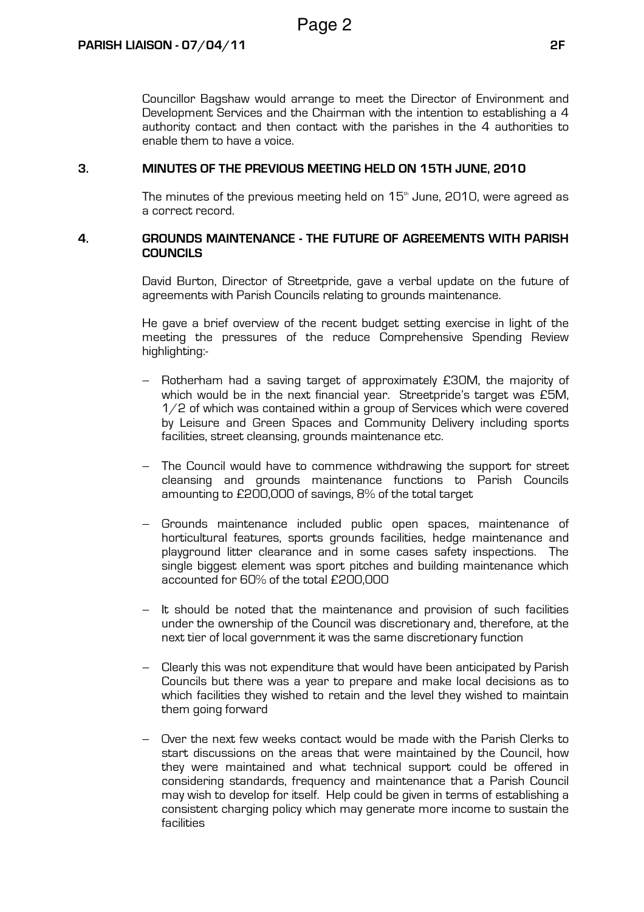Councillor Bagshaw would arrange to meet the Director of Environment and Development Services and the Chairman with the intention to establishing a 4 authority contact and then contact with the parishes in the 4 authorities to enable them to have a voice.

## 3. MINUTES OF THE PREVIOUS MEETING HELD ON 15TH JUNE, 2010

The minutes of the previous meeting held on 15th June, 2010, were agreed as a correct record.

## 4. GROUNDS MAINTENANCE - THE FUTURE OF AGREEMENTS WITH PARISH COUNCILS

David Burton, Director of Streetpride, gave a verbal update on the future of agreements with Parish Councils relating to grounds maintenance.

He gave a brief overview of the recent budget setting exercise in light of the meeting the pressures of the reduce Comprehensive Spending Review highlighting:-

- Rotherham had a saving target of approximately £30M, the majority of which would be in the next financial year. Streetpride's target was £5M, 1/2 of which was contained within a group of Services which were covered by Leisure and Green Spaces and Community Delivery including sports facilities, street cleansing, grounds maintenance etc.

- The Council would have to commence withdrawing the support for street cleansing and grounds maintenance functions to Parish Councils amounting to £200,000 of savings, 8% of the total target

- Grounds maintenance included public open spaces, maintenance of horticultural features, sports grounds facilities, hedge maintenance and playground litter clearance and in some cases safety inspections. The single biggest element was sport pitches and building maintenance which accounted for 60% of the total £200,000

- It should be noted that the maintenance and provision of such facilities under the ownership of the Council was discretionary and, therefore, at the next tier of local government it was the same discretionary function

- Clearly this was not expenditure that would have been anticipated by Parish Councils but there was a year to prepare and make local decisions as to which facilities they wished to retain and the level they wished to maintain them going forward

- Over the next few weeks contact would be made with the Parish Clerks to start discussions on the areas that were maintained by the Council, how they were maintained and what technical support could be offered in considering standards, frequency and maintenance that a Parish Council may wish to develop for itself. Help could be given in terms of establishing a consistent charging policy which may generate more income to sustain the facilities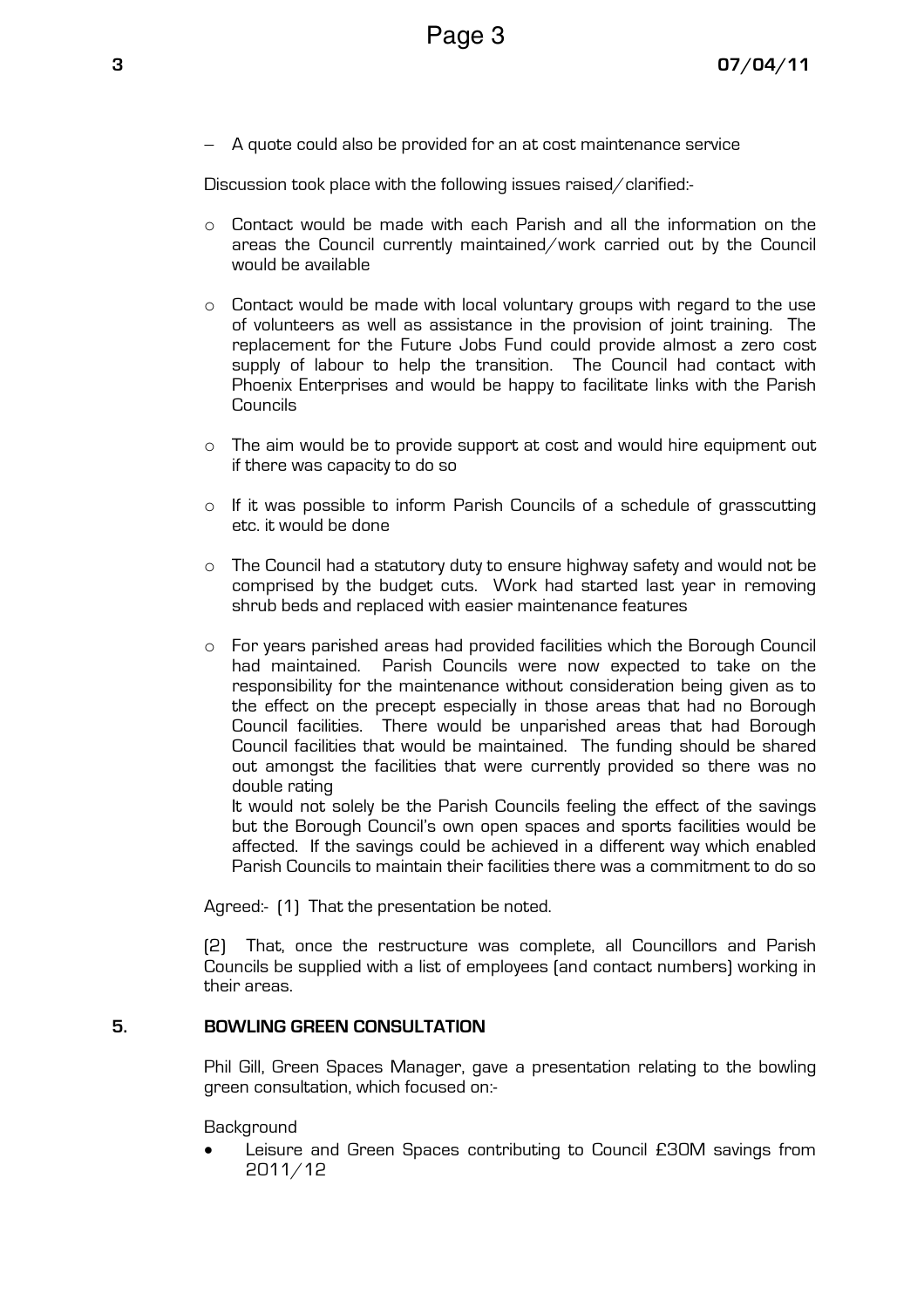– A quote could also be provided for an at cost maintenance service

Discussion took place with the following issues raised/clarified:-

- Contact would be made with each Parish and all the information on the areas the Council currently maintained/work carried out by the Council would be available

- Contact would be made with local voluntary groups with regard to the use of volunteers as well as assistance in the provision of joint training. The replacement for the Future Jobs Fund could provide almost a zero cost supply of labour to help the transition. The Council had contact with Phoenix Enterprises and would be happy to facilitate links with the Parish Councils

- The aim would be to provide support at cost and would hire equipment out if there was capacity to do so

- If it was possible to inform Parish Councils of a schedule of grasscutting etc. it would be done

- The Council had a statutory duty to ensure highway safety and would not be comprised by the budget cuts. Work had started last year in removing shrub beds and replaced with easier maintenance features

- For years parished areas had provided facilities which the Borough Council had maintained. Parish Councils were now expected to take on the responsibility for the maintenance without consideration being given as to the effect on the precept especially in those areas that had no Borough Council facilities. There would be unparished areas that had Borough Council facilities that would be maintained. The funding should be shared out amongst the facilities that were currently provided so there was no double rating

  It would not solely be the Parish Councils feeling the effect of the savings but the Borough Council's own open spaces and sports facilities would be affected. If the savings could be achieved in a different way which enabled Parish Councils to maintain their facilities there was a commitment to do so

Agreed:- (1) That the presentation be noted.

(2) That, once the restructure was complete, all Councillors and Parish Councils be supplied with a list of employees (and contact numbers) working in their areas.

## 5. BOWLING GREEN CONSULTATION

Phil Gill, Green Spaces Manager, gave a presentation relating to the bowling green consultation, which focused on:-

Background

- Leisure and Green Spaces contributing to Council £30M savings from 2011/12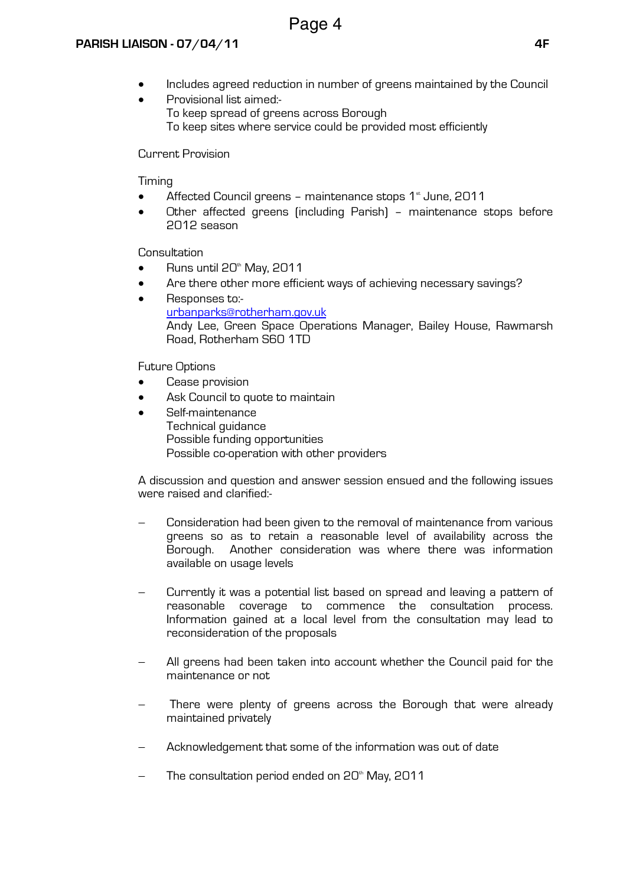- Includes agreed reduction in number of greens maintained by the Council
- Provisional list aimed:-
  To keep spread of greens across Borough
  To keep sites where service could be provided most efficiently

Current Provision

Timing

- Affected Council greens – maintenance stops 1st June, 2011
- Other affected greens (including Parish) – maintenance stops before 2012 season

Consultation

- Runs until 20th May, 2011
- Are there other more efficient ways of achieving necessary savings?
- Responses to:-
  urbanparks@rotherham.gov.uk
  Andy Lee, Green Space Operations Manager, Bailey House, Rawmarsh Road, Rotherham S60 1TD

Future Options

- Cease provision
- Ask Council to quote to maintain
- Self-maintenance
  Technical guidance
  Possible funding opportunities
  Possible co-operation with other providers

A discussion and question and answer session ensued and the following issues were raised and clarified:-

- Consideration had been given to the removal of maintenance from various greens so as to retain a reasonable level of availability across the Borough. Another consideration was where there was information available on usage levels

- Currently it was a potential list based on spread and leaving a pattern of reasonable coverage to commence the consultation process. Information gained at a local level from the consultation may lead to reconsideration of the proposals

- All greens had been taken into account whether the Council paid for the maintenance or not

- There were plenty of greens across the Borough that were already maintained privately

- Acknowledgement that some of the information was out of date

- The consultation period ended on 20th May, 2011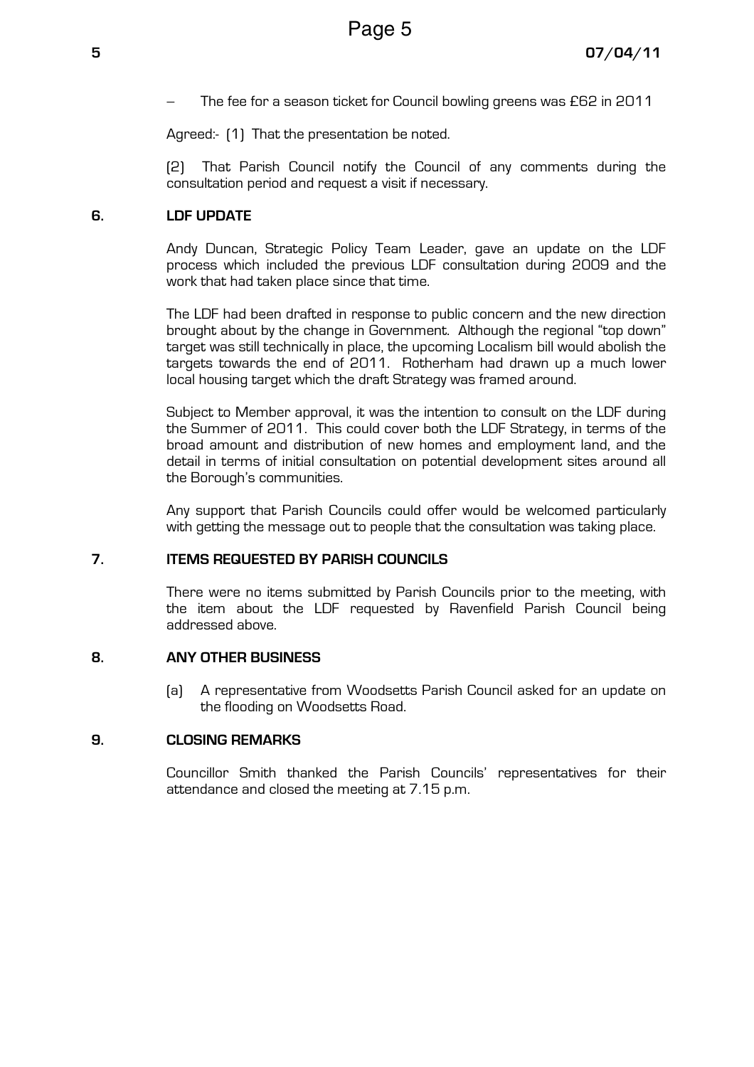– The fee for a season ticket for Council bowling greens was £62 in 2011

Agreed:- (1) That the presentation be noted.

(2) That Parish Council notify the Council of any comments during the consultation period and request a visit if necessary.

## 6. LDF UPDATE

Andy Duncan, Strategic Policy Team Leader, gave an update on the LDF process which included the previous LDF consultation during 2009 and the work that had taken place since that time.

The LDF had been drafted in response to public concern and the new direction brought about by the change in Government. Although the regional "top down" target was still technically in place, the upcoming Localism bill would abolish the targets towards the end of 2011. Rotherham had drawn up a much lower local housing target which the draft Strategy was framed around.

Subject to Member approval, it was the intention to consult on the LDF during the Summer of 2011. This could cover both the LDF Strategy, in terms of the broad amount and distribution of new homes and employment land, and the detail in terms of initial consultation on potential development sites around all the Borough's communities.

Any support that Parish Councils could offer would be welcomed particularly with getting the message out to people that the consultation was taking place.

## 7. ITEMS REQUESTED BY PARISH COUNCILS

There were no items submitted by Parish Councils prior to the meeting, with the item about the LDF requested by Ravenfield Parish Council being addressed above.

## 8. ANY OTHER BUSINESS

(a) A representative from Woodsetts Parish Council asked for an update on the flooding on Woodsetts Road.

## 9. CLOSING REMARKS

Councillor Smith thanked the Parish Councils' representatives for their attendance and closed the meeting at 7.15 p.m.